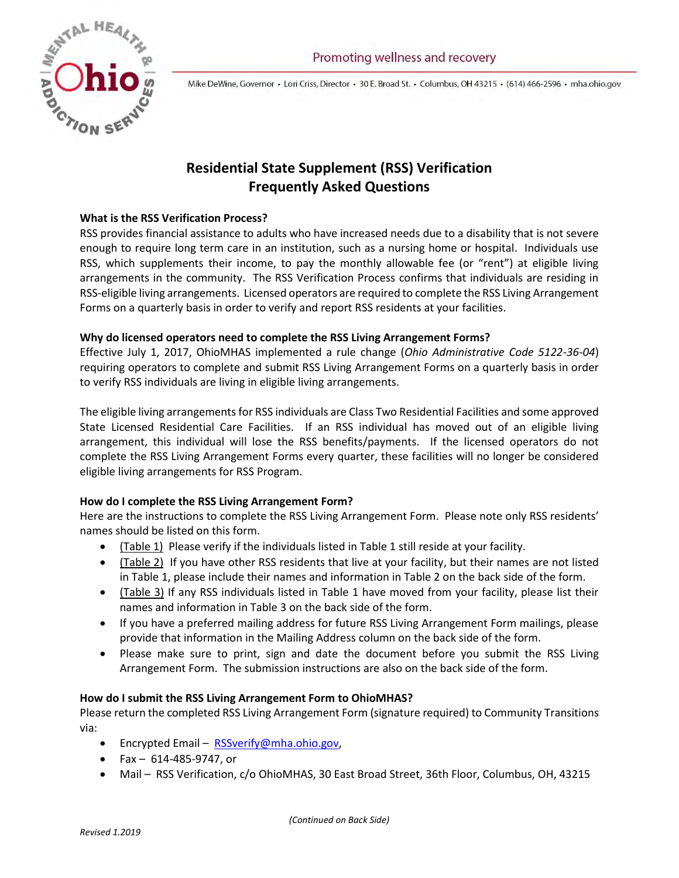Promoting wellness and recovery

Mike DeWine, Governor • Lori Criss, Director • 30 E. Broad St. • Columbus, OH 43215 • (614) 466-2596 • mha.ohio.gov

# Residential State Supplement (RSS) Verification Frequently Asked Questions

**What is the RSS Verification Process?**

RSS provides financial assistance to adults who have increased needs due to a disability that is not severe enough to require long term care in an institution, such as a nursing home or hospital. Individuals use RSS, which supplements their income, to pay the monthly allowable fee (or "rent") at eligible living arrangements in the community. The RSS Verification Process confirms that individuals are residing in RSS-eligible living arrangements. Licensed operators are required to complete the RSS Living Arrangement Forms on a quarterly basis in order to verify and report RSS residents at your facilities.

**Why do licensed operators need to complete the RSS Living Arrangement Forms?**

Effective July 1, 2017, OhioMHAS implemented a rule change (*Ohio Administrative Code 5122-36-04*) requiring operators to complete and submit RSS Living Arrangement Forms on a quarterly basis in order to verify RSS individuals are living in eligible living arrangements.

The eligible living arrangements for RSS individuals are Class Two Residential Facilities and some approved State Licensed Residential Care Facilities. If an RSS individual has moved out of an eligible living arrangement, this individual will lose the RSS benefits/payments. If the licensed operators do not complete the RSS Living Arrangement Forms every quarter, these facilities will no longer be considered eligible living arrangements for RSS Program.

**How do I complete the RSS Living Arrangement Form?**

Here are the instructions to complete the RSS Living Arrangement Form. Please note only RSS residents' names should be listed on this form.

- (Table 1) Please verify if the individuals listed in Table 1 still reside at your facility.
- (Table 2) If you have other RSS residents that live at your facility, but their names are not listed in Table 1, please include their names and information in Table 2 on the back side of the form.
- (Table 3) If any RSS individuals listed in Table 1 have moved from your facility, please list their names and information in Table 3 on the back side of the form.
- If you have a preferred mailing address for future RSS Living Arrangement Form mailings, please provide that information in the Mailing Address column on the back side of the form.
- Please make sure to print, sign and date the document before you submit the RSS Living Arrangement Form. The submission instructions are also on the back side of the form.

**How do I submit the RSS Living Arrangement Form to OhioMHAS?**

Please return the completed RSS Living Arrangement Form (signature required) to Community Transitions via:

- Encrypted Email – RSSverify@mha.ohio.gov,
- Fax – 614-485-9747, or
- Mail – RSS Verification, c/o OhioMHAS, 30 East Broad Street, 36th Floor, Columbus, OH, 43215

*(Continued on Back Side)*

*Revised 1.2019*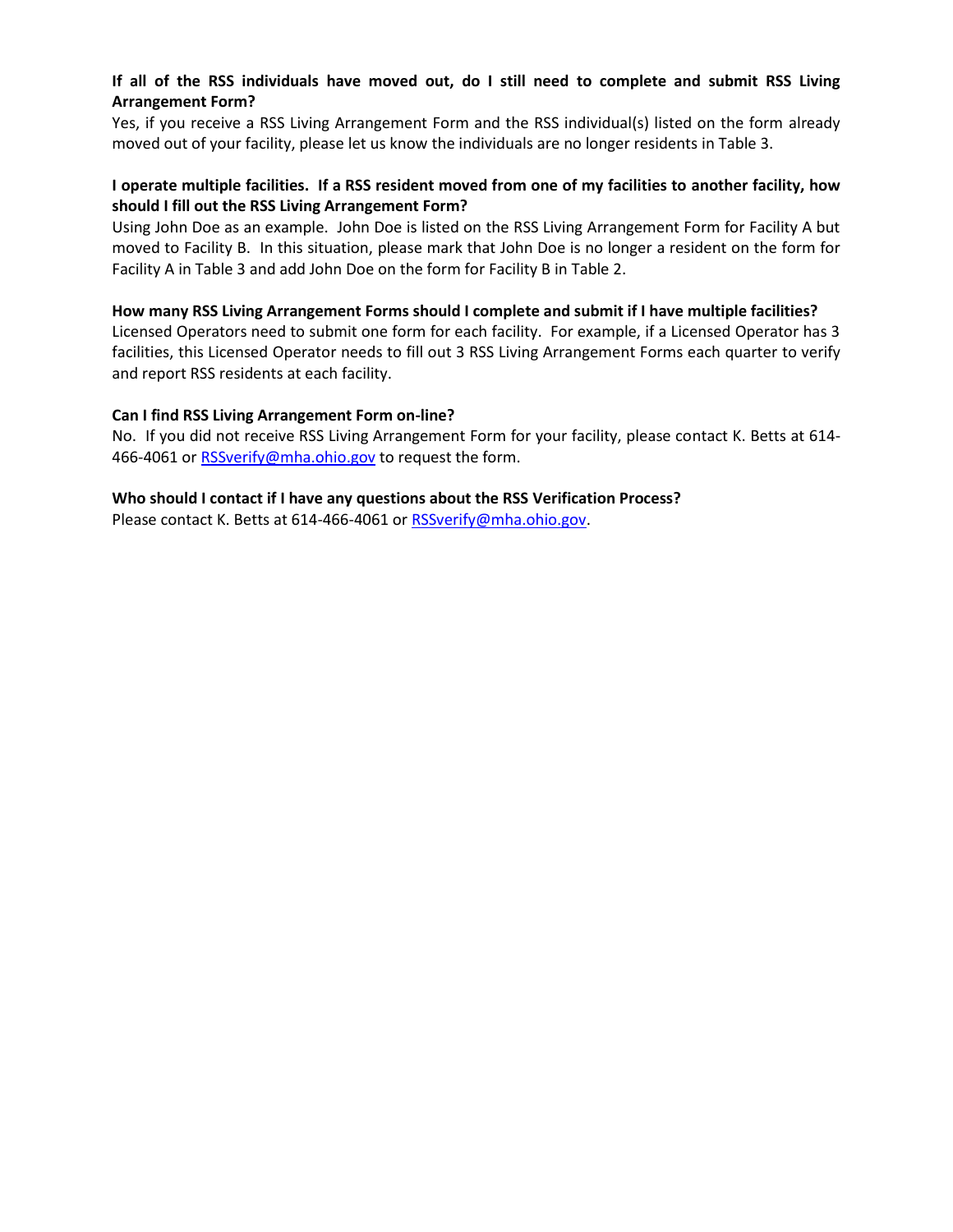**If all of the RSS individuals have moved out, do I still need to complete and submit RSS Living Arrangement Form?**

Yes, if you receive a RSS Living Arrangement Form and the RSS individual(s) listed on the form already moved out of your facility, please let us know the individuals are no longer residents in Table 3.

**I operate multiple facilities. If a RSS resident moved from one of my facilities to another facility, how should I fill out the RSS Living Arrangement Form?**

Using John Doe as an example. John Doe is listed on the RSS Living Arrangement Form for Facility A but moved to Facility B. In this situation, please mark that John Doe is no longer a resident on the form for Facility A in Table 3 and add John Doe on the form for Facility B in Table 2.

**How many RSS Living Arrangement Forms should I complete and submit if I have multiple facilities?**

Licensed Operators need to submit one form for each facility. For example, if a Licensed Operator has 3 facilities, this Licensed Operator needs to fill out 3 RSS Living Arrangement Forms each quarter to verify and report RSS residents at each facility.

**Can I find RSS Living Arrangement Form on-line?**

No. If you did not receive RSS Living Arrangement Form for your facility, please contact K. Betts at 614-466-4061 or RSSverify@mha.ohio.gov to request the form.

**Who should I contact if I have any questions about the RSS Verification Process?**

Please contact K. Betts at 614-466-4061 or RSSverify@mha.ohio.gov.